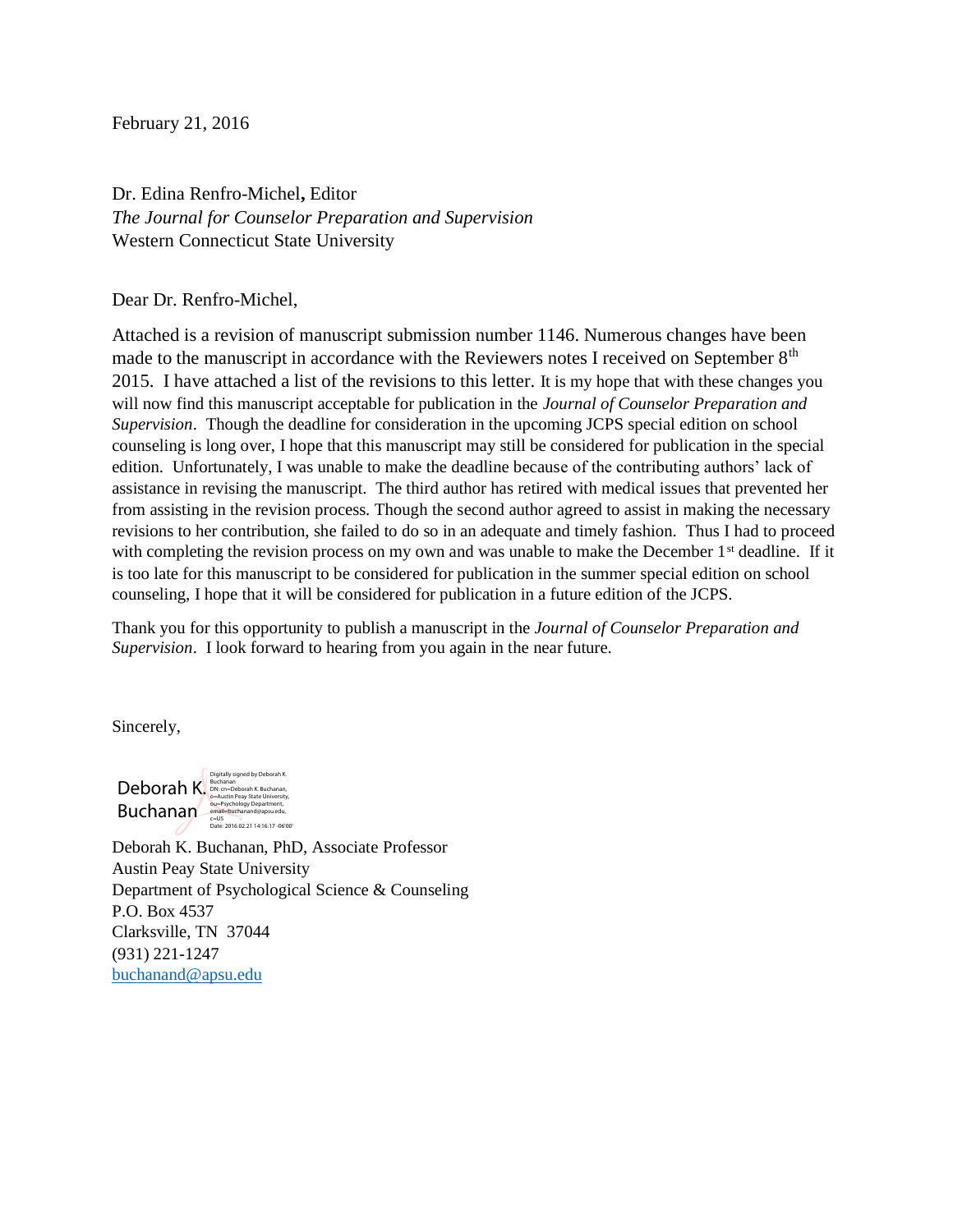February 21, 2016

Dr. Edina Renfro-Michel**,** Editor  
*The Journal for Counselor Preparation and Supervision*  
Western Connecticut State University

Dear Dr. Renfro-Michel,

Attached is a revision of manuscript submission number 1146. Numerous changes have been made to the manuscript in accordance with the Reviewers notes I received on September 8th 2015. I have attached a list of the revisions to this letter. It is my hope that with these changes you will now find this manuscript acceptable for publication in the *Journal of Counselor Preparation and Supervision*. Though the deadline for consideration in the upcoming JCPS special edition on school counseling is long over, I hope that this manuscript may still be considered for publication in the special edition. Unfortunately, I was unable to make the deadline because of the contributing authors' lack of assistance in revising the manuscript. The third author has retired with medical issues that prevented her from assisting in the revision process. Though the second author agreed to assist in making the necessary revisions to her contribution, she failed to do so in an adequate and timely fashion. Thus I had to proceed with completing the revision process on my own and was unable to make the December 1st deadline. If it is too late for this manuscript to be considered for publication in the summer special edition on school counseling, I hope that it will be considered for publication in a future edition of the JCPS.

Thank you for this opportunity to publish a manuscript in the *Journal of Counselor Preparation and Supervision*. I look forward to hearing from you again in the near future.

Sincerely,

Deborah K. Buchanan  
Digitally signed by Deborah K. Buchanan  
DN: cn=Deborah K. Buchanan, o=Austin Peay State University, ou=Psychology Department, email=buchanand@apsu.edu, c=US  
Date: 2016.02.21 14:16:17 -06'00'

Deborah K. Buchanan, PhD, Associate Professor  
Austin Peay State University  
Department of Psychological Science & Counseling  
P.O. Box 4537  
Clarksville, TN 37044  
(931) 221-1247  
buchanand@apsu.edu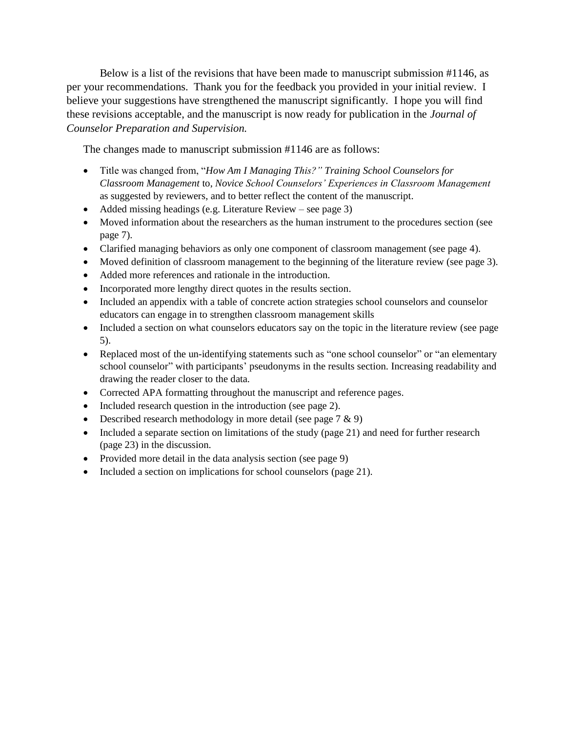Below is a list of the revisions that have been made to manuscript submission #1146, as per your recommendations. Thank you for the feedback you provided in your initial review. I believe your suggestions have strengthened the manuscript significantly. I hope you will find these revisions acceptable, and the manuscript is now ready for publication in the *Journal of Counselor Preparation and Supervision.*

The changes made to manuscript submission #1146 are as follows:

- Title was changed from, "*How Am I Managing This?" Training School Counselors for Classroom Management* to, *Novice School Counselors' Experiences in Classroom Management* as suggested by reviewers, and to better reflect the content of the manuscript.
- Added missing headings (e.g. Literature Review – see page 3)
- Moved information about the researchers as the human instrument to the procedures section (see page 7).
- Clarified managing behaviors as only one component of classroom management (see page 4).
- Moved definition of classroom management to the beginning of the literature review (see page 3).
- Added more references and rationale in the introduction.
- Incorporated more lengthy direct quotes in the results section.
- Included an appendix with a table of concrete action strategies school counselors and counselor educators can engage in to strengthen classroom management skills
- Included a section on what counselors educators say on the topic in the literature review (see page 5).
- Replaced most of the un-identifying statements such as "one school counselor" or "an elementary school counselor" with participants' pseudonyms in the results section. Increasing readability and drawing the reader closer to the data.
- Corrected APA formatting throughout the manuscript and reference pages.
- Included research question in the introduction (see page 2).
- Described research methodology in more detail (see page 7 & 9)
- Included a separate section on limitations of the study (page 21) and need for further research (page 23) in the discussion.
- Provided more detail in the data analysis section (see page 9)
- Included a section on implications for school counselors (page 21).